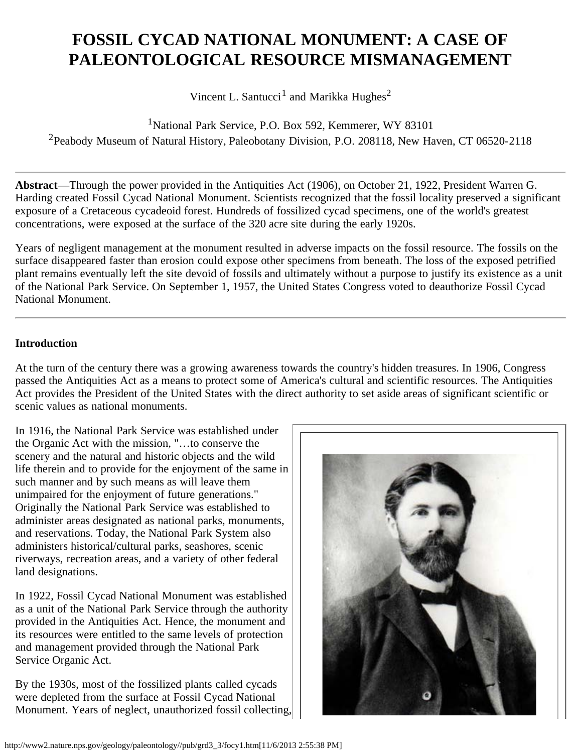# FOSSIL CYCAD NATIONAL MONUMENT: A CASE OF PALEONTOLOGICAL RESOURCE MISMANAGEMENT

Vincent L. Santucci[1] and Marikka Hughes[2]

[1]National Park Service, P.O. Box 592, Kemmerer, WY 83101
[2]Peabody Museum of Natural History, Paleobotany Division, P.O. 208118, New Haven, CT 06520-2118

---

**Abstract**—Through the power provided in the Antiquities Act (1906), on October 21, 1922, President Warren G. Harding created Fossil Cycad National Monument. Scientists recognized that the fossil locality preserved a significant exposure of a Cretaceous cycadeoid forest. Hundreds of fossilized cycad specimens, one of the world's greatest concentrations, were exposed at the surface of the 320 acre site during the early 1920s.

Years of negligent management at the monument resulted in adverse impacts on the fossil resource. The fossils on the surface disappeared faster than erosion could expose other specimens from beneath. The loss of the exposed petrified plant remains eventually left the site devoid of fossils and ultimately without a purpose to justify its existence as a unit of the National Park Service. On September 1, 1957, the United States Congress voted to deauthorize Fossil Cycad National Monument.

---

**Introduction**

At the turn of the century there was a growing awareness towards the country's hidden treasures. In 1906, Congress passed the Antiquities Act as a means to protect some of America's cultural and scientific resources. The Antiquities Act provides the President of the United States with the direct authority to set aside areas of significant scientific or scenic values as national monuments.

In 1916, the National Park Service was established under the Organic Act with the mission, "…to conserve the scenery and the natural and historic objects and the wild life therein and to provide for the enjoyment of the same in such manner and by such means as will leave them unimpaired for the enjoyment of future generations." Originally the National Park Service was established to administer areas designated as national parks, monuments, and reservations. Today, the National Park System also administers historical/cultural parks, seashores, scenic riverways, recreation areas, and a variety of other federal land designations.

In 1922, Fossil Cycad National Monument was established as a unit of the National Park Service through the authority provided in the Antiquities Act. Hence, the monument and its resources were entitled to the same levels of protection and management provided through the National Park Service Organic Act.

By the 1930s, most of the fossilized plants called cycads were depleted from the surface at Fossil Cycad National Monument. Years of neglect, unauthorized fossil collecting,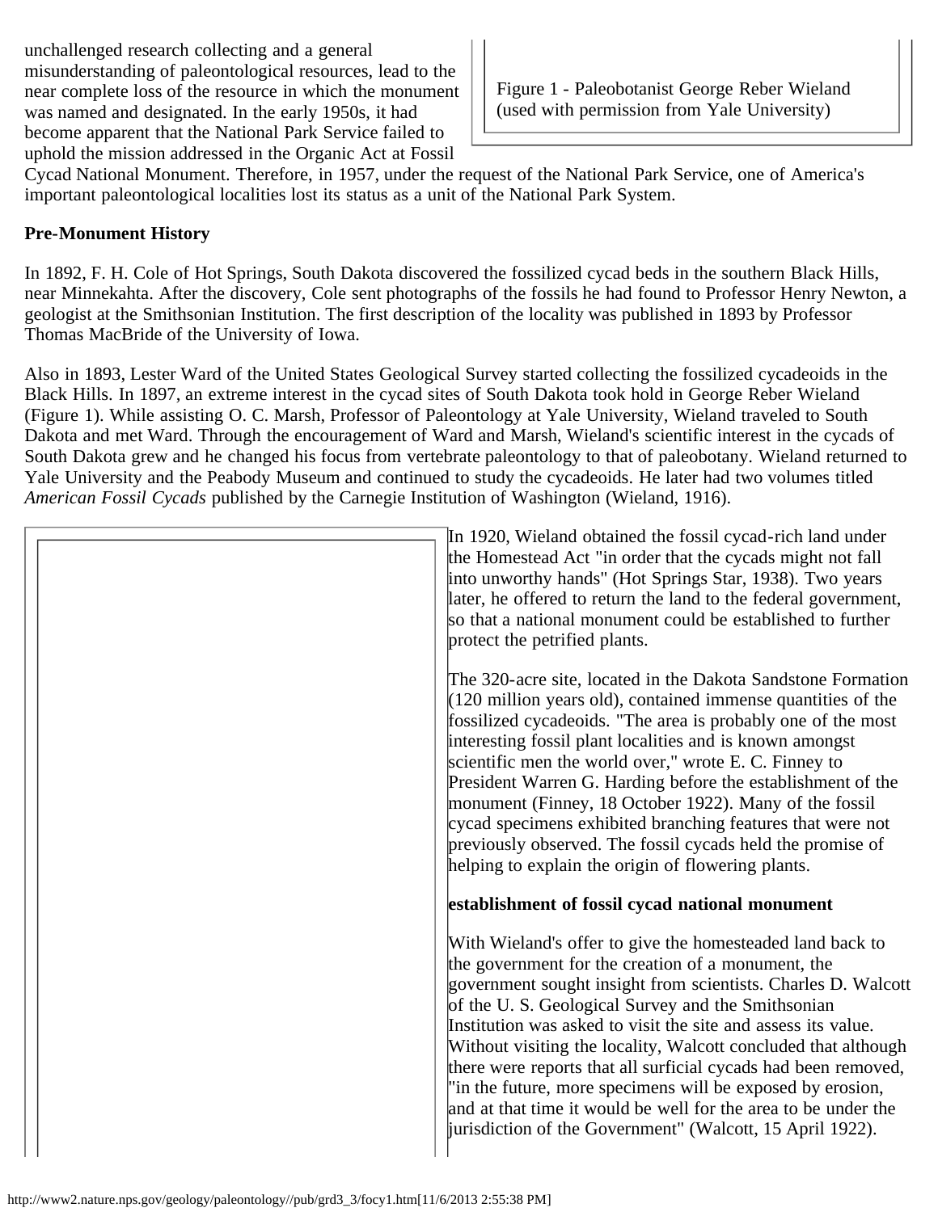unchallenged research collecting and a general misunderstanding of paleontological resources, lead to the near complete loss of the resource in which the monument was named and designated. In the early 1950s, it had become apparent that the National Park Service failed to uphold the mission addressed in the Organic Act at Fossil Cycad National Monument. Therefore, in 1957, under the request of the National Park Service, one of America's important paleontological localities lost its status as a unit of the National Park System.

Figure 1 - Paleobotanist George Reber Wieland (used with permission from Yale University)

**Pre-Monument History**

In 1892, F. H. Cole of Hot Springs, South Dakota discovered the fossilized cycad beds in the southern Black Hills, near Minnekahta. After the discovery, Cole sent photographs of the fossils he had found to Professor Henry Newton, a geologist at the Smithsonian Institution. The first description of the locality was published in 1893 by Professor Thomas MacBride of the University of Iowa.

Also in 1893, Lester Ward of the United States Geological Survey started collecting the fossilized cycadeoids in the Black Hills. In 1897, an extreme interest in the cycad sites of South Dakota took hold in George Reber Wieland (Figure 1). While assisting O. C. Marsh, Professor of Paleontology at Yale University, Wieland traveled to South Dakota and met Ward. Through the encouragement of Ward and Marsh, Wieland's scientific interest in the cycads of South Dakota grew and he changed his focus from vertebrate paleontology to that of paleobotany. Wieland returned to Yale University and the Peabody Museum and continued to study the cycadeoids. He later had two volumes titled *American Fossil Cycads* published by the Carnegie Institution of Washington (Wieland, 1916).

In 1920, Wieland obtained the fossil cycad-rich land under the Homestead Act "in order that the cycads might not fall into unworthy hands" (Hot Springs Star, 1938). Two years later, he offered to return the land to the federal government, so that a national monument could be established to further protect the petrified plants.

The 320-acre site, located in the Dakota Sandstone Formation (120 million years old), contained immense quantities of the fossilized cycadeoids. "The area is probably one of the most interesting fossil plant localities and is known amongst scientific men the world over," wrote E. C. Finney to President Warren G. Harding before the establishment of the monument (Finney, 18 October 1922). Many of the fossil cycad specimens exhibited branching features that were not previously observed. The fossil cycads held the promise of helping to explain the origin of flowering plants.

**establishment of fossil cycad national monument**

With Wieland's offer to give the homesteaded land back to the government for the creation of a monument, the government sought insight from scientists. Charles D. Walcott of the U. S. Geological Survey and the Smithsonian Institution was asked to visit the site and assess its value. Without visiting the locality, Walcott concluded that although there were reports that all surficial cycads had been removed, "in the future, more specimens will be exposed by erosion, and at that time it would be well for the area to be under the jurisdiction of the Government" (Walcott, 15 April 1922).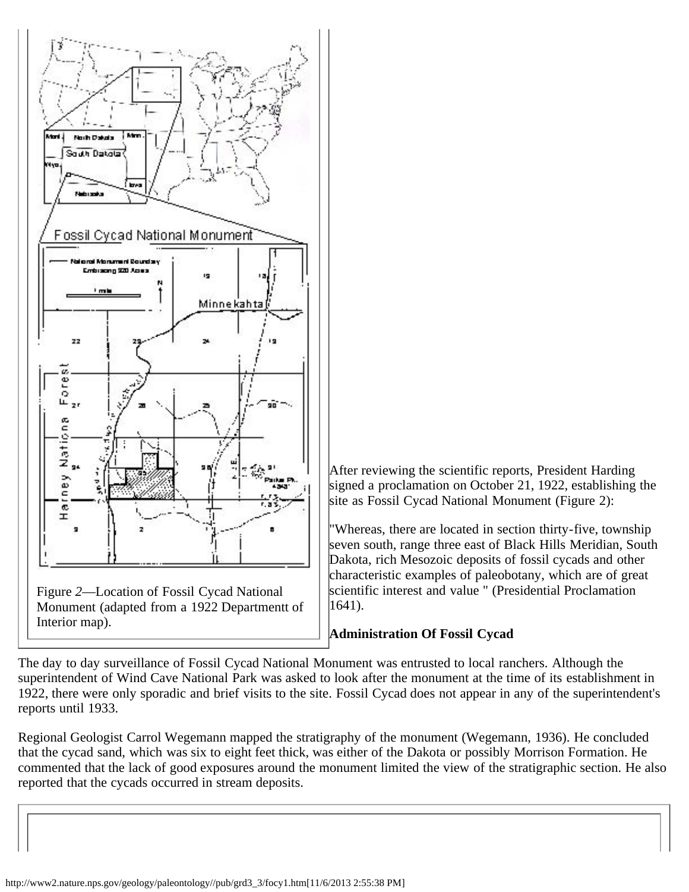Figure *2*—Location of Fossil Cycad National Monument (adapted from a 1922 Departmentt of Interior map).

After reviewing the scientific reports, President Harding signed a proclamation on October 21, 1922, establishing the site as Fossil Cycad National Monument (Figure 2):

"Whereas, there are located in section thirty-five, township seven south, range three east of Black Hills Meridian, South Dakota, rich Mesozoic deposits of fossil cycads and other characteristic examples of paleobotany, which are of great scientific interest and value " (Presidential Proclamation 1641).

**Administration Of Fossil Cycad**

The day to day surveillance of Fossil Cycad National Monument was entrusted to local ranchers. Although the superintendent of Wind Cave National Park was asked to look after the monument at the time of its establishment in 1922, there were only sporadic and brief visits to the site. Fossil Cycad does not appear in any of the superintendent's reports until 1933.

Regional Geologist Carrol Wegemann mapped the stratigraphy of the monument (Wegemann, 1936). He concluded that the cycad sand, which was six to eight feet thick, was either of the Dakota or possibly Morrison Formation. He commented that the lack of good exposures around the monument limited the view of the stratigraphic section. He also reported that the cycads occurred in stream deposits.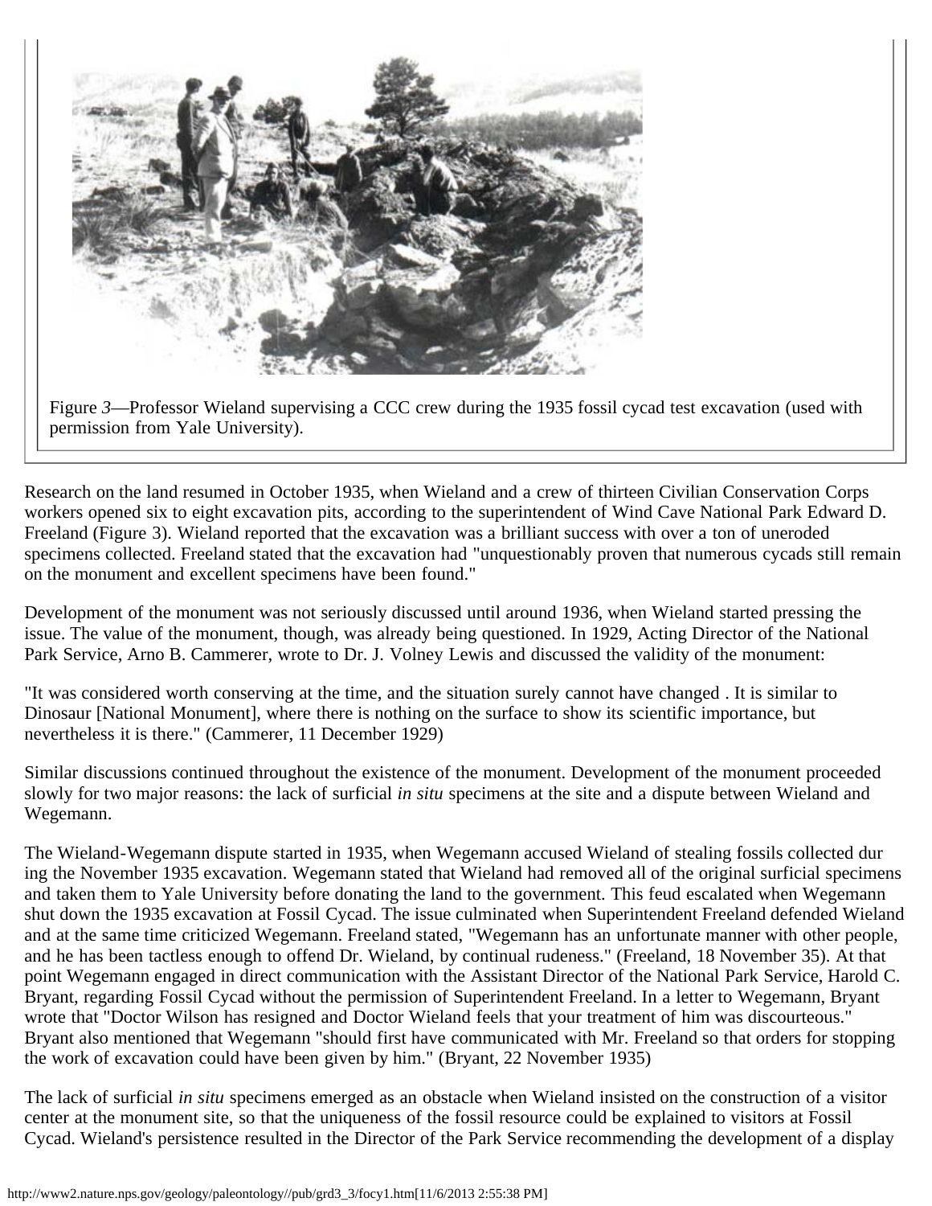Figure *3*—Professor Wieland supervising a CCC crew during the 1935 fossil cycad test excavation (used with permission from Yale University).

Research on the land resumed in October 1935, when Wieland and a crew of thirteen Civilian Conservation Corps workers opened six to eight excavation pits, according to the superintendent of Wind Cave National Park Edward D. Freeland (Figure 3). Wieland reported that the excavation was a brilliant success with over a ton of uneroded specimens collected. Freeland stated that the excavation had "unquestionably proven that numerous cycads still remain on the monument and excellent specimens have been found."

Development of the monument was not seriously discussed until around 1936, when Wieland started pressing the issue. The value of the monument, though, was already being questioned. In 1929, Acting Director of the National Park Service, Arno B. Cammerer, wrote to Dr. J. Volney Lewis and discussed the validity of the monument:

"It was considered worth conserving at the time, and the situation surely cannot have changed . It is similar to Dinosaur [National Monument], where there is nothing on the surface to show its scientific importance, but nevertheless it is there." (Cammerer, 11 December 1929)

Similar discussions continued throughout the existence of the monument. Development of the monument proceeded slowly for two major reasons: the lack of surficial *in situ* specimens at the site and a dispute between Wieland and Wegemann.

The Wieland-Wegemann dispute started in 1935, when Wegemann accused Wieland of stealing fossils collected dur ing the November 1935 excavation. Wegemann stated that Wieland had removed all of the original surficial specimens and taken them to Yale University before donating the land to the government. This feud escalated when Wegemann shut down the 1935 excavation at Fossil Cycad. The issue culminated when Superintendent Freeland defended Wieland and at the same time criticized Wegemann. Freeland stated, "Wegemann has an unfortunate manner with other people, and he has been tactless enough to offend Dr. Wieland, by continual rudeness." (Freeland, 18 November 35). At that point Wegemann engaged in direct communication with the Assistant Director of the National Park Service, Harold C. Bryant, regarding Fossil Cycad without the permission of Superintendent Freeland. In a letter to Wegemann, Bryant wrote that "Doctor Wilson has resigned and Doctor Wieland feels that your treatment of him was discourteous." Bryant also mentioned that Wegemann "should first have communicated with Mr. Freeland so that orders for stopping the work of excavation could have been given by him." (Bryant, 22 November 1935)

The lack of surficial *in situ* specimens emerged as an obstacle when Wieland insisted on the construction of a visitor center at the monument site, so that the uniqueness of the fossil resource could be explained to visitors at Fossil Cycad. Wieland's persistence resulted in the Director of the Park Service recommending the development of a display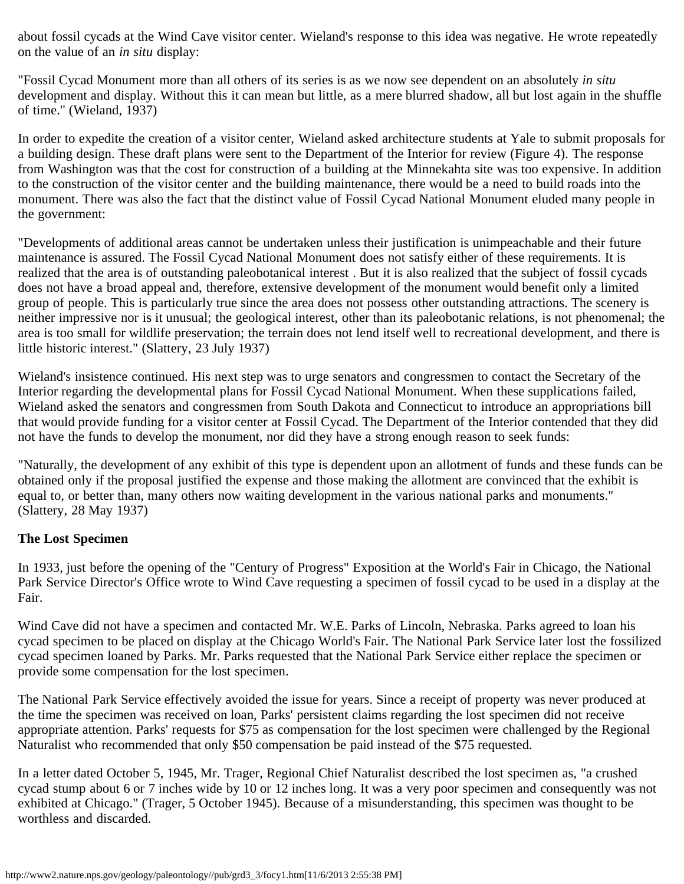about fossil cycads at the Wind Cave visitor center. Wieland's response to this idea was negative. He wrote repeatedly on the value of an *in situ* display:

"Fossil Cycad Monument more than all others of its series is as we now see dependent on an absolutely *in situ* development and display. Without this it can mean but little, as a mere blurred shadow, all but lost again in the shuffle of time." (Wieland, 1937)

In order to expedite the creation of a visitor center, Wieland asked architecture students at Yale to submit proposals for a building design. These draft plans were sent to the Department of the Interior for review (Figure 4). The response from Washington was that the cost for construction of a building at the Minnekahta site was too expensive. In addition to the construction of the visitor center and the building maintenance, there would be a need to build roads into the monument. There was also the fact that the distinct value of Fossil Cycad National Monument eluded many people in the government:

"Developments of additional areas cannot be undertaken unless their justification is unimpeachable and their future maintenance is assured. The Fossil Cycad National Monument does not satisfy either of these requirements. It is realized that the area is of outstanding paleobotanical interest . But it is also realized that the subject of fossil cycads does not have a broad appeal and, therefore, extensive development of the monument would benefit only a limited group of people. This is particularly true since the area does not possess other outstanding attractions. The scenery is neither impressive nor is it unusual; the geological interest, other than its paleobotanic relations, is not phenomenal; the area is too small for wildlife preservation; the terrain does not lend itself well to recreational development, and there is little historic interest." (Slattery, 23 July 1937)

Wieland's insistence continued. His next step was to urge senators and congressmen to contact the Secretary of the Interior regarding the developmental plans for Fossil Cycad National Monument. When these supplications failed, Wieland asked the senators and congressmen from South Dakota and Connecticut to introduce an appropriations bill that would provide funding for a visitor center at Fossil Cycad. The Department of the Interior contended that they did not have the funds to develop the monument, nor did they have a strong enough reason to seek funds:

"Naturally, the development of any exhibit of this type is dependent upon an allotment of funds and these funds can be obtained only if the proposal justified the expense and those making the allotment are convinced that the exhibit is equal to, or better than, many others now waiting development in the various national parks and monuments." (Slattery, 28 May 1937)

**The Lost Specimen**

In 1933, just before the opening of the "Century of Progress" Exposition at the World's Fair in Chicago, the National Park Service Director's Office wrote to Wind Cave requesting a specimen of fossil cycad to be used in a display at the Fair.

Wind Cave did not have a specimen and contacted Mr. W.E. Parks of Lincoln, Nebraska. Parks agreed to loan his cycad specimen to be placed on display at the Chicago World's Fair. The National Park Service later lost the fossilized cycad specimen loaned by Parks. Mr. Parks requested that the National Park Service either replace the specimen or provide some compensation for the lost specimen.

The National Park Service effectively avoided the issue for years. Since a receipt of property was never produced at the time the specimen was received on loan, Parks' persistent claims regarding the lost specimen did not receive appropriate attention. Parks' requests for $75 as compensation for the lost specimen were challenged by the Regional Naturalist who recommended that only $50 compensation be paid instead of the $75 requested.

In a letter dated October 5, 1945, Mr. Trager, Regional Chief Naturalist described the lost specimen as, "a crushed cycad stump about 6 or 7 inches wide by 10 or 12 inches long. It was a very poor specimen and consequently was not exhibited at Chicago." (Trager, 5 October 1945). Because of a misunderstanding, this specimen was thought to be worthless and discarded.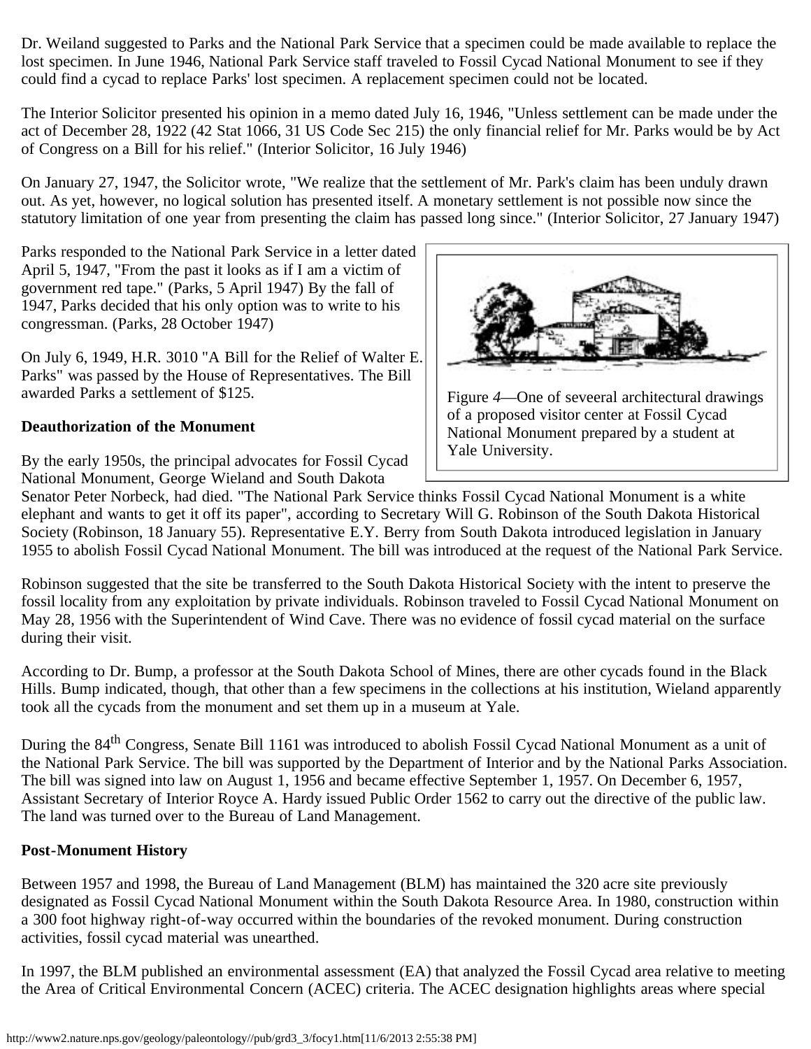Dr. Weiland suggested to Parks and the National Park Service that a specimen could be made available to replace the lost specimen. In June 1946, National Park Service staff traveled to Fossil Cycad National Monument to see if they could find a cycad to replace Parks' lost specimen. A replacement specimen could not be located.

The Interior Solicitor presented his opinion in a memo dated July 16, 1946, "Unless settlement can be made under the act of December 28, 1922 (42 Stat 1066, 31 US Code Sec 215) the only financial relief for Mr. Parks would be by Act of Congress on a Bill for his relief." (Interior Solicitor, 16 July 1946)

On January 27, 1947, the Solicitor wrote, "We realize that the settlement of Mr. Park's claim has been unduly drawn out. As yet, however, no logical solution has presented itself. A monetary settlement is not possible now since the statutory limitation of one year from presenting the claim has passed long since." (Interior Solicitor, 27 January 1947)

Parks responded to the National Park Service in a letter dated April 5, 1947, "From the past it looks as if I am a victim of government red tape." (Parks, 5 April 1947) By the fall of 1947, Parks decided that his only option was to write to his congressman. (Parks, 28 October 1947)

On July 6, 1949, H.R. 3010 "A Bill for the Relief of Walter E. Parks" was passed by the House of Representatives. The Bill awarded Parks a settlement of $125.

Figure *4*—One of seveeral architectural drawings of a proposed visitor center at Fossil Cycad National Monument prepared by a student at Yale University.

**Deauthorization of the Monument**

By the early 1950s, the principal advocates for Fossil Cycad National Monument, George Wieland and South Dakota Senator Peter Norbeck, had died. "The National Park Service thinks Fossil Cycad National Monument is a white elephant and wants to get it off its paper", according to Secretary Will G. Robinson of the South Dakota Historical Society (Robinson, 18 January 55). Representative E.Y. Berry from South Dakota introduced legislation in January 1955 to abolish Fossil Cycad National Monument. The bill was introduced at the request of the National Park Service.

Robinson suggested that the site be transferred to the South Dakota Historical Society with the intent to preserve the fossil locality from any exploitation by private individuals. Robinson traveled to Fossil Cycad National Monument on May 28, 1956 with the Superintendent of Wind Cave. There was no evidence of fossil cycad material on the surface during their visit.

According to Dr. Bump, a professor at the South Dakota School of Mines, there are other cycads found in the Black Hills. Bump indicated, though, that other than a few specimens in the collections at his institution, Wieland apparently took all the cycads from the monument and set them up in a museum at Yale.

During the 84th Congress, Senate Bill 1161 was introduced to abolish Fossil Cycad National Monument as a unit of the National Park Service. The bill was supported by the Department of Interior and by the National Parks Association. The bill was signed into law on August 1, 1956 and became effective September 1, 1957. On December 6, 1957, Assistant Secretary of Interior Royce A. Hardy issued Public Order 1562 to carry out the directive of the public law. The land was turned over to the Bureau of Land Management.

**Post-Monument History**

Between 1957 and 1998, the Bureau of Land Management (BLM) has maintained the 320 acre site previously designated as Fossil Cycad National Monument within the South Dakota Resource Area. In 1980, construction within a 300 foot highway right-of-way occurred within the boundaries of the revoked monument. During construction activities, fossil cycad material was unearthed.

In 1997, the BLM published an environmental assessment (EA) that analyzed the Fossil Cycad area relative to meeting the Area of Critical Environmental Concern (ACEC) criteria. The ACEC designation highlights areas where special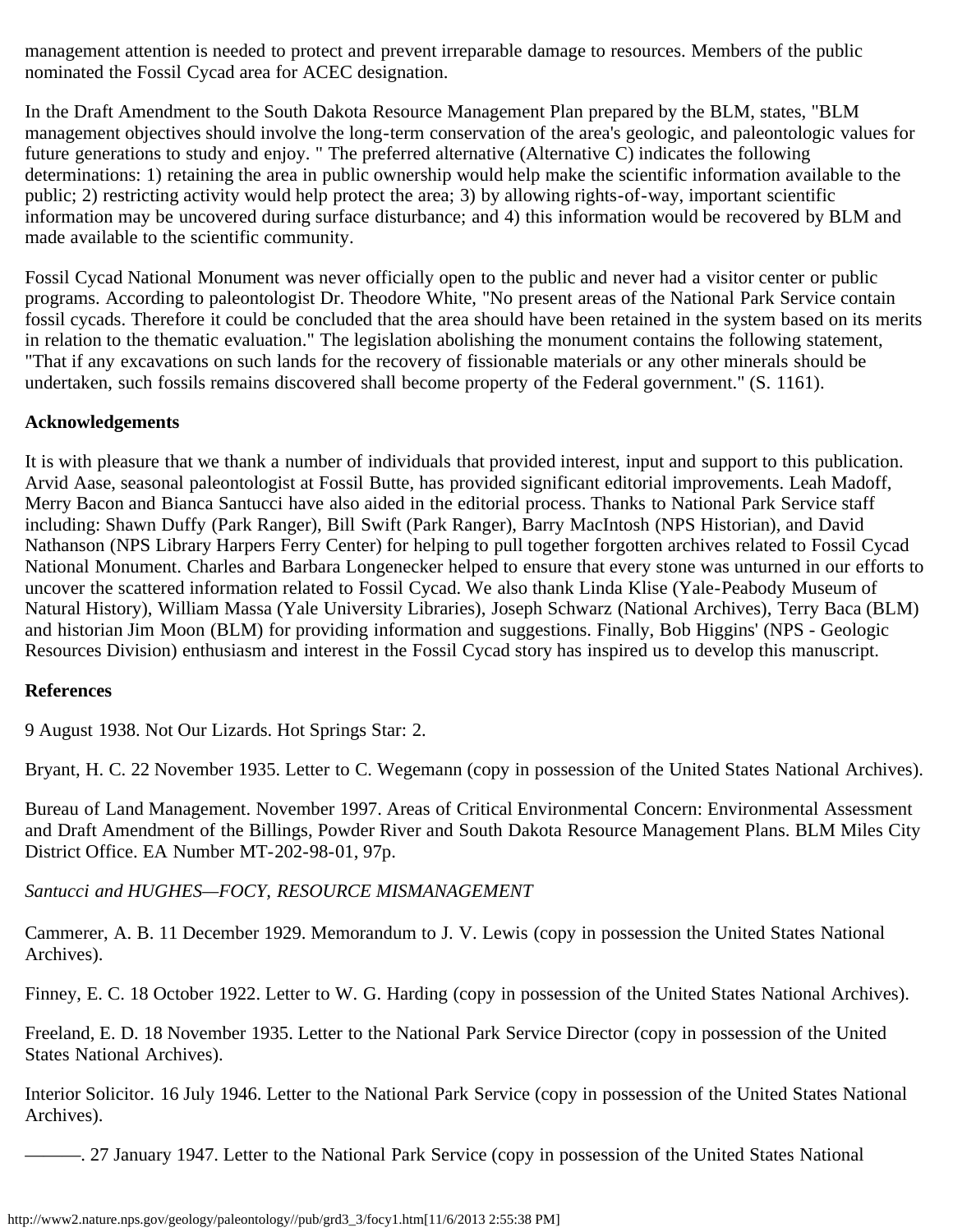management attention is needed to protect and prevent irreparable damage to resources. Members of the public nominated the Fossil Cycad area for ACEC designation.

In the Draft Amendment to the South Dakota Resource Management Plan prepared by the BLM, states, "BLM management objectives should involve the long-term conservation of the area's geologic, and paleontologic values for future generations to study and enjoy. " The preferred alternative (Alternative C) indicates the following determinations: 1) retaining the area in public ownership would help make the scientific information available to the public; 2) restricting activity would help protect the area; 3) by allowing rights-of-way, important scientific information may be uncovered during surface disturbance; and 4) this information would be recovered by BLM and made available to the scientific community.

Fossil Cycad National Monument was never officially open to the public and never had a visitor center or public programs. According to paleontologist Dr. Theodore White, "No present areas of the National Park Service contain fossil cycads. Therefore it could be concluded that the area should have been retained in the system based on its merits in relation to the thematic evaluation." The legislation abolishing the monument contains the following statement, "That if any excavations on such lands for the recovery of fissionable materials or any other minerals should be undertaken, such fossils remains discovered shall become property of the Federal government." (S. 1161).

**Acknowledgements**

It is with pleasure that we thank a number of individuals that provided interest, input and support to this publication. Arvid Aase, seasonal paleontologist at Fossil Butte, has provided significant editorial improvements. Leah Madoff, Merry Bacon and Bianca Santucci have also aided in the editorial process. Thanks to National Park Service staff including: Shawn Duffy (Park Ranger), Bill Swift (Park Ranger), Barry MacIntosh (NPS Historian), and David Nathanson (NPS Library Harpers Ferry Center) for helping to pull together forgotten archives related to Fossil Cycad National Monument. Charles and Barbara Longenecker helped to ensure that every stone was unturned in our efforts to uncover the scattered information related to Fossil Cycad. We also thank Linda Klise (Yale-Peabody Museum of Natural History), William Massa (Yale University Libraries), Joseph Schwarz (National Archives), Terry Baca (BLM) and historian Jim Moon (BLM) for providing information and suggestions. Finally, Bob Higgins' (NPS - Geologic Resources Division) enthusiasm and interest in the Fossil Cycad story has inspired us to develop this manuscript.

**References**

9 August 1938. Not Our Lizards. Hot Springs Star: 2.

Bryant, H. C. 22 November 1935. Letter to C. Wegemann (copy in possession of the United States National Archives).

Bureau of Land Management. November 1997. Areas of Critical Environmental Concern: Environmental Assessment and Draft Amendment of the Billings, Powder River and South Dakota Resource Management Plans. BLM Miles City District Office. EA Number MT-202-98-01, 97p.

Cammerer, A. B. 11 December 1929. Memorandum to J. V. Lewis (copy in possession the United States National Archives).

Finney, E. C. 18 October 1922. Letter to W. G. Harding (copy in possession of the United States National Archives).

Freeland, E. D. 18 November 1935. Letter to the National Park Service Director (copy in possession of the United States National Archives).

Interior Solicitor. 16 July 1946. Letter to the National Park Service (copy in possession of the United States National Archives).

———. 27 January 1947. Letter to the National Park Service (copy in possession of the United States National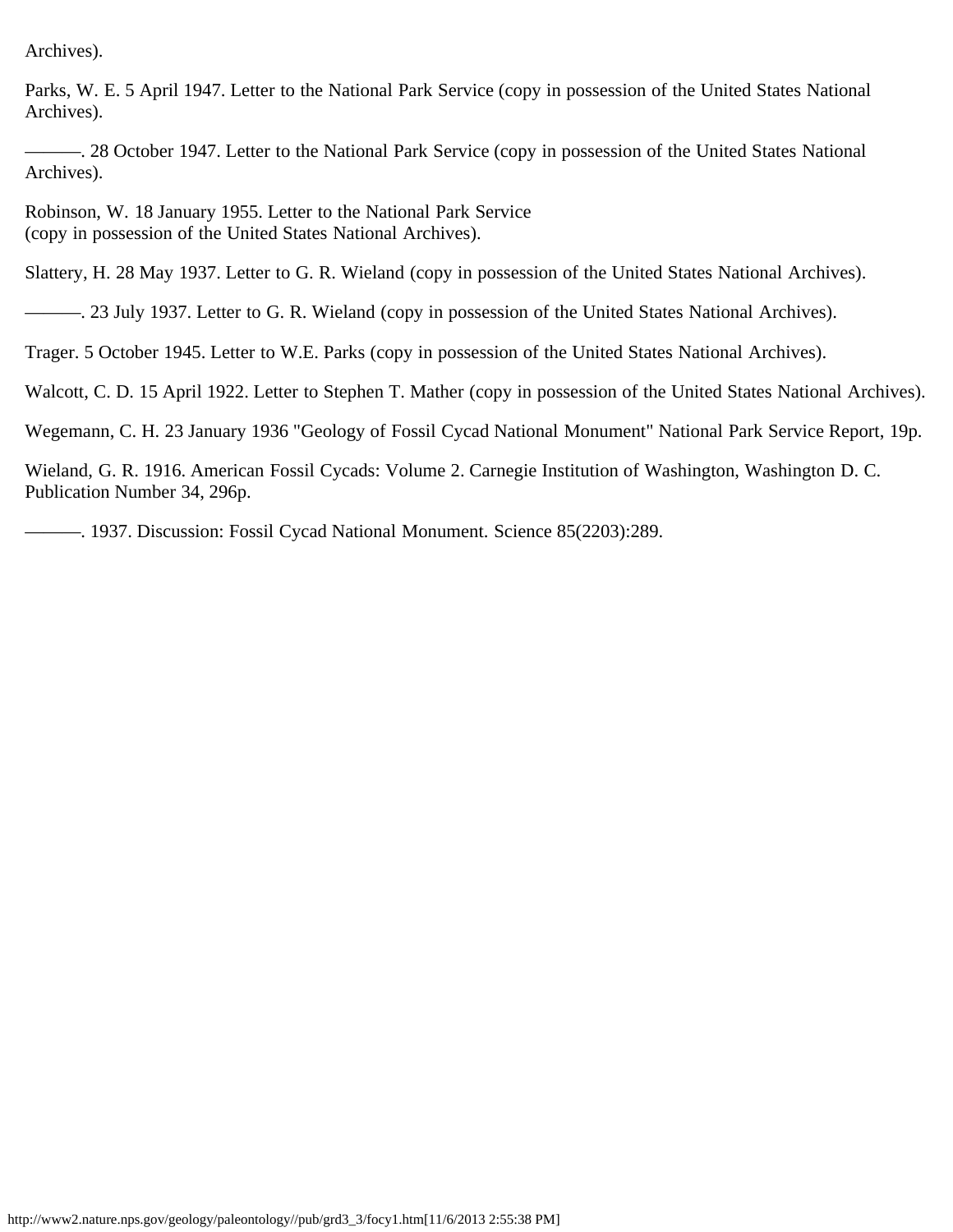Archives).

Parks, W. E. 5 April 1947. Letter to the National Park Service (copy in possession of the United States National Archives).

———. 28 October 1947. Letter to the National Park Service (copy in possession of the United States National Archives).

Robinson, W. 18 January 1955. Letter to the National Park Service (copy in possession of the United States National Archives).

Slattery, H. 28 May 1937. Letter to G. R. Wieland (copy in possession of the United States National Archives).

———. 23 July 1937. Letter to G. R. Wieland (copy in possession of the United States National Archives).

Trager. 5 October 1945. Letter to W.E. Parks (copy in possession of the United States National Archives).

Walcott, C. D. 15 April 1922. Letter to Stephen T. Mather (copy in possession of the United States National Archives).

Wegemann, C. H. 23 January 1936 "Geology of Fossil Cycad National Monument" National Park Service Report, 19p.

Wieland, G. R. 1916. American Fossil Cycads: Volume 2. Carnegie Institution of Washington, Washington D. C. Publication Number 34, 296p.

———. 1937. Discussion: Fossil Cycad National Monument. Science 85(2203):289.